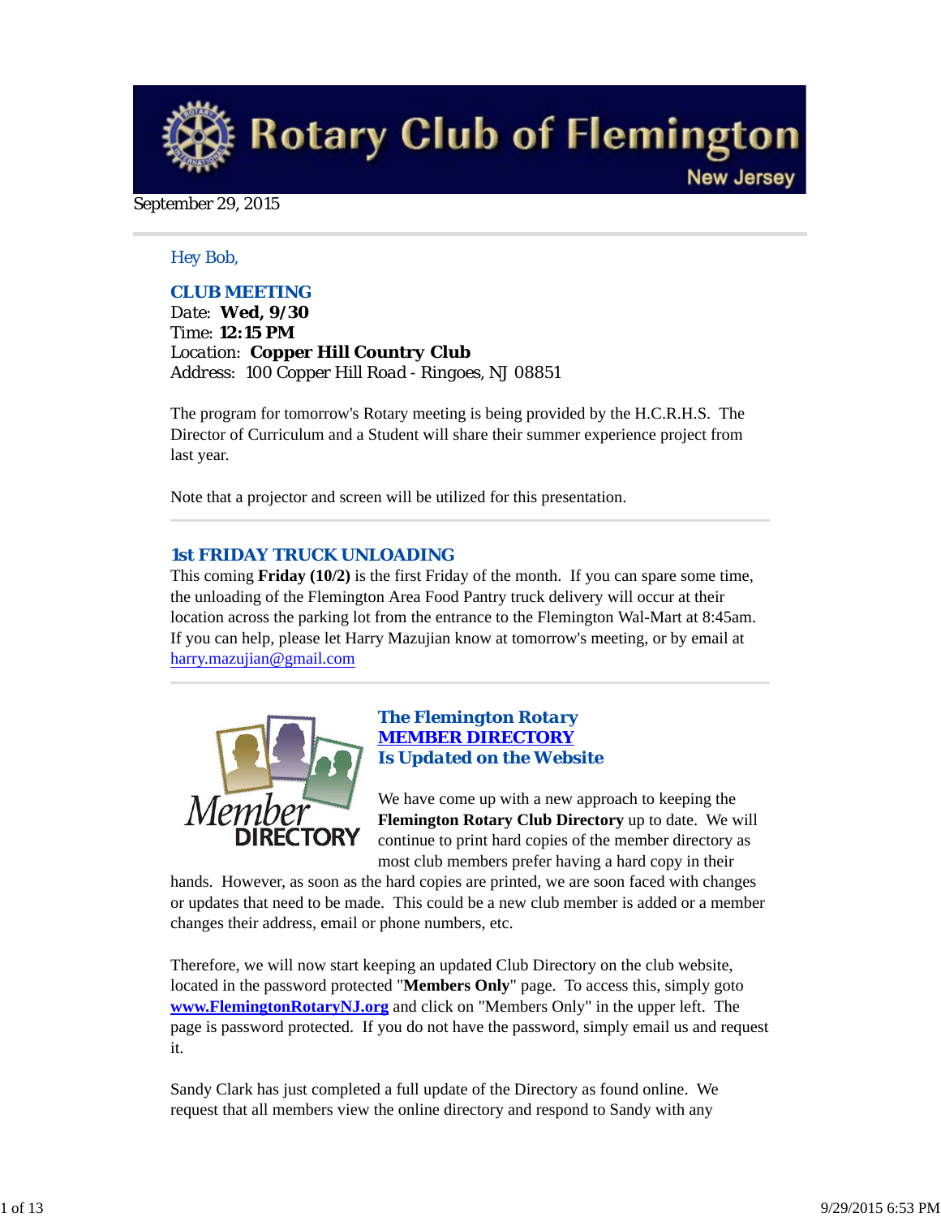# Rotary Club of Flemington
New Jersey

September 29, 2015

Hey Bob,

## CLUB MEETING

Date: **Wed, 9/30**
Time: **12:15 PM**
Location: **Copper Hill Country Club**
Address: 100 Copper Hill Road - Ringoes, NJ 08851

The program for tomorrow's Rotary meeting is being provided by the H.C.R.H.S. The Director of Curriculum and a Student will share their summer experience project from last year.

Note that a projector and screen will be utilized for this presentation.

## 1st FRIDAY TRUCK UNLOADING

This coming **Friday (10/2)** is the first Friday of the month. If you can spare some time, the unloading of the Flemington Area Food Pantry truck delivery will occur at their location across the parking lot from the entrance to the Flemington Wal-Mart at 8:45am. If you can help, please let Harry Mazujian know at tomorrow's meeting, or by email at harry.mazujian@gmail.com

## The Flemington Rotary MEMBER DIRECTORY Is Updated on the Website

We have come up with a new approach to keeping the **Flemington Rotary Club Directory** up to date. We will continue to print hard copies of the member directory as most club members prefer having a hard copy in their hands. However, as soon as the hard copies are printed, we are soon faced with changes or updates that need to be made. This could be a new club member is added or a member changes their address, email or phone numbers, etc.

Therefore, we will now start keeping an updated Club Directory on the club website, located in the password protected "**Members Only**" page. To access this, simply goto **www.FlemingtonRotaryNJ.org** and click on "Members Only" in the upper left. The page is password protected. If you do not have the password, simply email us and request it.

Sandy Clark has just completed a full update of the Directory as found online. We request that all members view the online directory and respond to Sandy with any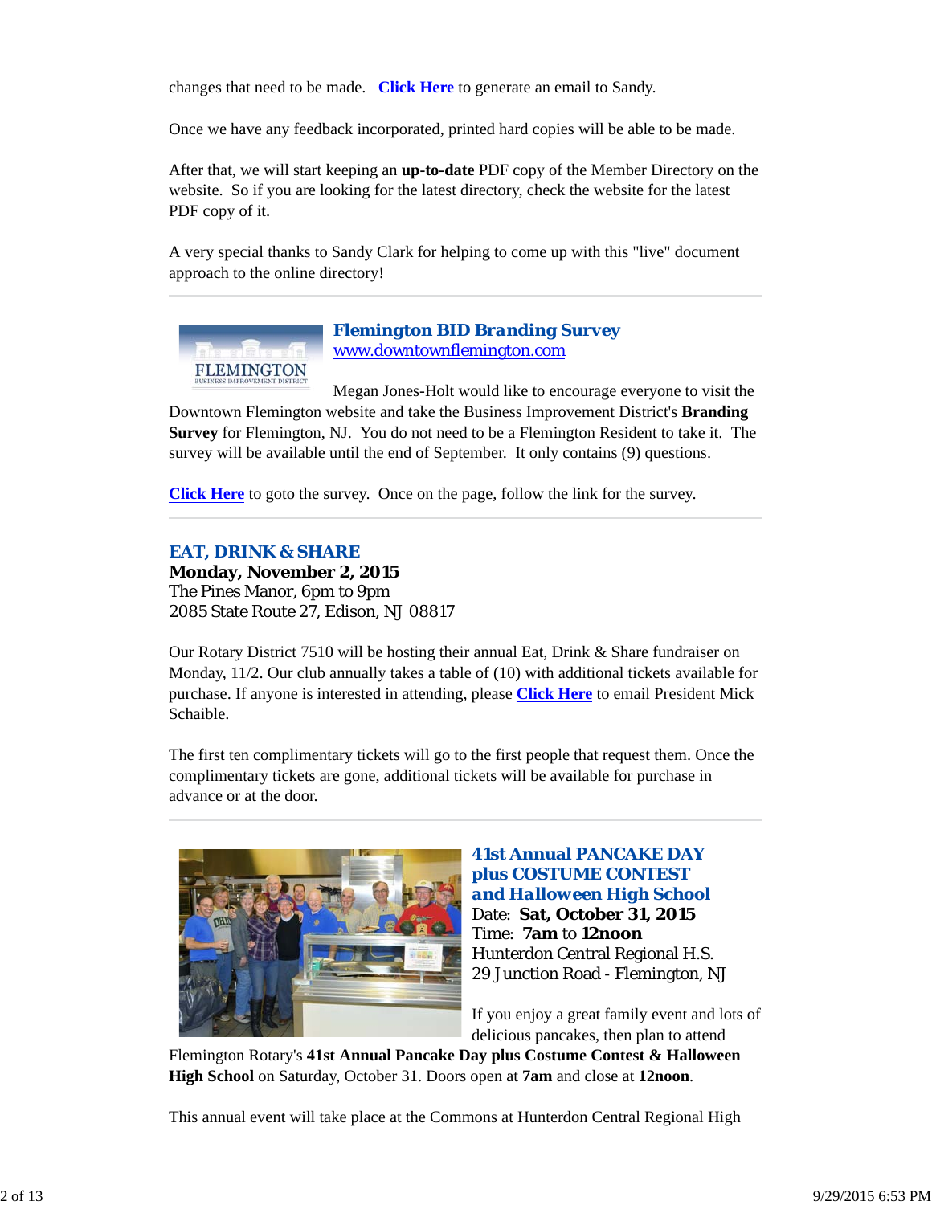changes that need to be made. **Click Here** to generate an email to Sandy.

Once we have any feedback incorporated, printed hard copies will be able to be made.

After that, we will start keeping an **up-to-date** PDF copy of the Member Directory on the website. So if you are looking for the latest directory, check the website for the latest PDF copy of it.

A very special thanks to Sandy Clark for helping to come up with this "live" document approach to the online directory!

---

### Flemington BID Branding Survey

www.downtownflemington.com

Megan Jones-Holt would like to encourage everyone to visit the Downtown Flemington website and take the Business Improvement District's **Branding Survey** for Flemington, NJ. You do not need to be a Flemington Resident to take it. The survey will be available until the end of September. It only contains (9) questions.

**Click Here** to goto the survey. Once on the page, follow the link for the survey.

---

### EAT, DRINK & SHARE

**Monday, November 2, 2015**
The Pines Manor, 6pm to 9pm
2085 State Route 27, Edison, NJ 08817

Our Rotary District 7510 will be hosting their annual Eat, Drink & Share fundraiser on Monday, 11/2. Our club annually takes a table of (10) with additional tickets available for purchase. If anyone is interested in attending, please **Click Here** to email President Mick Schaible.

The first ten complimentary tickets will go to the first people that request them. Once the complimentary tickets are gone, additional tickets will be available for purchase in advance or at the door.

---

### 41st Annual PANCAKE DAY plus COSTUME CONTEST and Halloween High School

Date: **Sat, October 31, 2015**
Time: **7am** to **12noon**
Hunterdon Central Regional H.S.
29 Junction Road - Flemington, NJ

If you enjoy a great family event and lots of delicious pancakes, then plan to attend Flemington Rotary's **41st Annual Pancake Day plus Costume Contest & Halloween High School** on Saturday, October 31. Doors open at **7am** and close at **12noon**.

This annual event will take place at the Commons at Hunterdon Central Regional High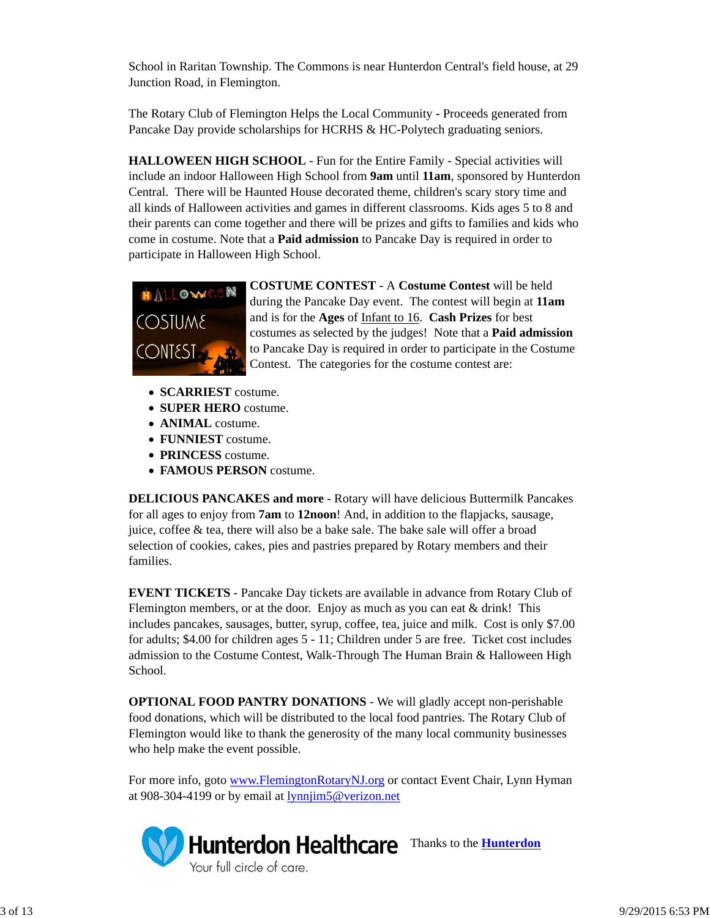School in Raritan Township. The Commons is near Hunterdon Central's field house, at 29 Junction Road, in Flemington.

The Rotary Club of Flemington Helps the Local Community - Proceeds generated from Pancake Day provide scholarships for HCRHS & HC-Polytech graduating seniors.

**HALLOWEEN HIGH SCHOOL** - Fun for the Entire Family - Special activities will include an indoor Halloween High School from **9am** until **11am**, sponsored by Hunterdon Central. There will be Haunted House decorated theme, children's scary story time and all kinds of Halloween activities and games in different classrooms. Kids ages 5 to 8 and their parents can come together and there will be prizes and gifts to families and kids who come in costume. Note that a **Paid admission** to Pancake Day is required in order to participate in Halloween High School.

**COSTUME CONTEST** - A **Costume Contest** will be held during the Pancake Day event. The contest will begin at **11am** and is for the **Ages** of Infant to 16. **Cash Prizes** for best costumes as selected by the judges! Note that a **Paid admission** to Pancake Day is required in order to participate in the Costume Contest. The categories for the costume contest are:

- **SCARRIEST** costume.
- **SUPER HERO** costume.
- **ANIMAL** costume.
- **FUNNIEST** costume.
- **PRINCESS** costume.
- **FAMOUS PERSON** costume.

**DELICIOUS PANCAKES and more** - Rotary will have delicious Buttermilk Pancakes for all ages to enjoy from **7am** to **12noon**! And, in addition to the flapjacks, sausage, juice, coffee & tea, there will also be a bake sale. The bake sale will offer a broad selection of cookies, cakes, pies and pastries prepared by Rotary members and their families.

**EVENT TICKETS** - Pancake Day tickets are available in advance from Rotary Club of Flemington members, or at the door. Enjoy as much as you can eat & drink! This includes pancakes, sausages, butter, syrup, coffee, tea, juice and milk. Cost is only $7.00 for adults; $4.00 for children ages 5 - 11; Children under 5 are free. Ticket cost includes admission to the Costume Contest, Walk-Through The Human Brain & Halloween High School.

**OPTIONAL FOOD PANTRY DONATIONS** - We will gladly accept non-perishable food donations, which will be distributed to the local food pantries. The Rotary Club of Flemington would like to thank the generosity of the many local community businesses who help make the event possible.

For more info, goto www.FlemingtonRotaryNJ.org or contact Event Chair, Lynn Hyman at 908-304-4199 or by email at lynnjim5@verizon.net

Thanks to the **Hunterdon**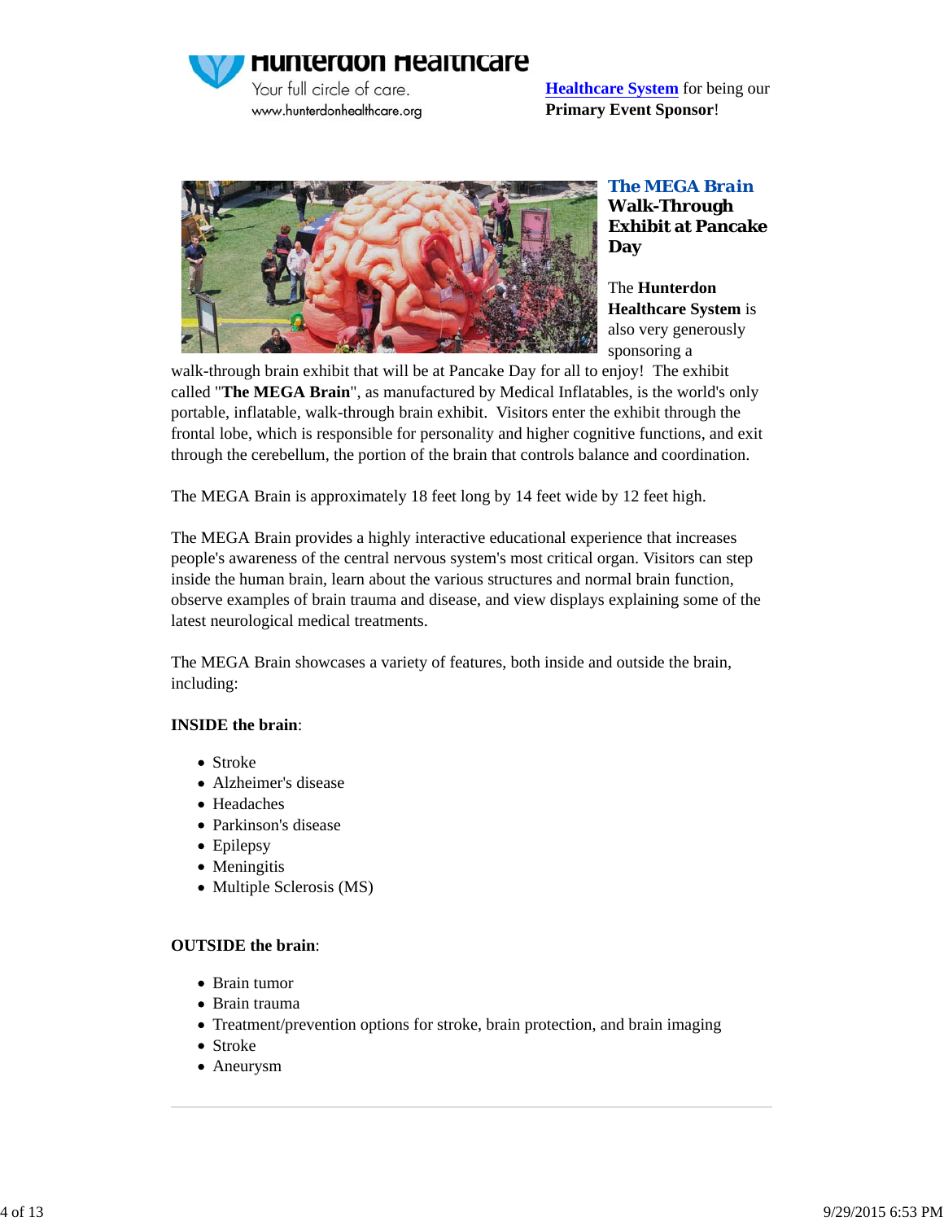Hunterdon Healthcare

Your full circle of care.

www.hunterdonhealthcare.org

Healthcare System for being our **Primary Event Sponsor**!

## The MEGA Brain Walk-Through Exhibit at Pancake Day

The **Hunterdon Healthcare System** is also very generously sponsoring a walk-through brain exhibit that will be at Pancake Day for all to enjoy! The exhibit called "**The MEGA Brain**", as manufactured by Medical Inflatables, is the world's only portable, inflatable, walk-through brain exhibit. Visitors enter the exhibit through the frontal lobe, which is responsible for personality and higher cognitive functions, and exit through the cerebellum, the portion of the brain that controls balance and coordination.

The MEGA Brain is approximately 18 feet long by 14 feet wide by 12 feet high.

The MEGA Brain provides a highly interactive educational experience that increases people's awareness of the central nervous system's most critical organ. Visitors can step inside the human brain, learn about the various structures and normal brain function, observe examples of brain trauma and disease, and view displays explaining some of the latest neurological medical treatments.

The MEGA Brain showcases a variety of features, both inside and outside the brain, including:

**INSIDE the brain**:

- Stroke
- Alzheimer's disease
- Headaches
- Parkinson's disease
- Epilepsy
- Meningitis
- Multiple Sclerosis (MS)

**OUTSIDE the brain**:

- Brain tumor
- Brain trauma
- Treatment/prevention options for stroke, brain protection, and brain imaging
- Stroke
- Aneurysm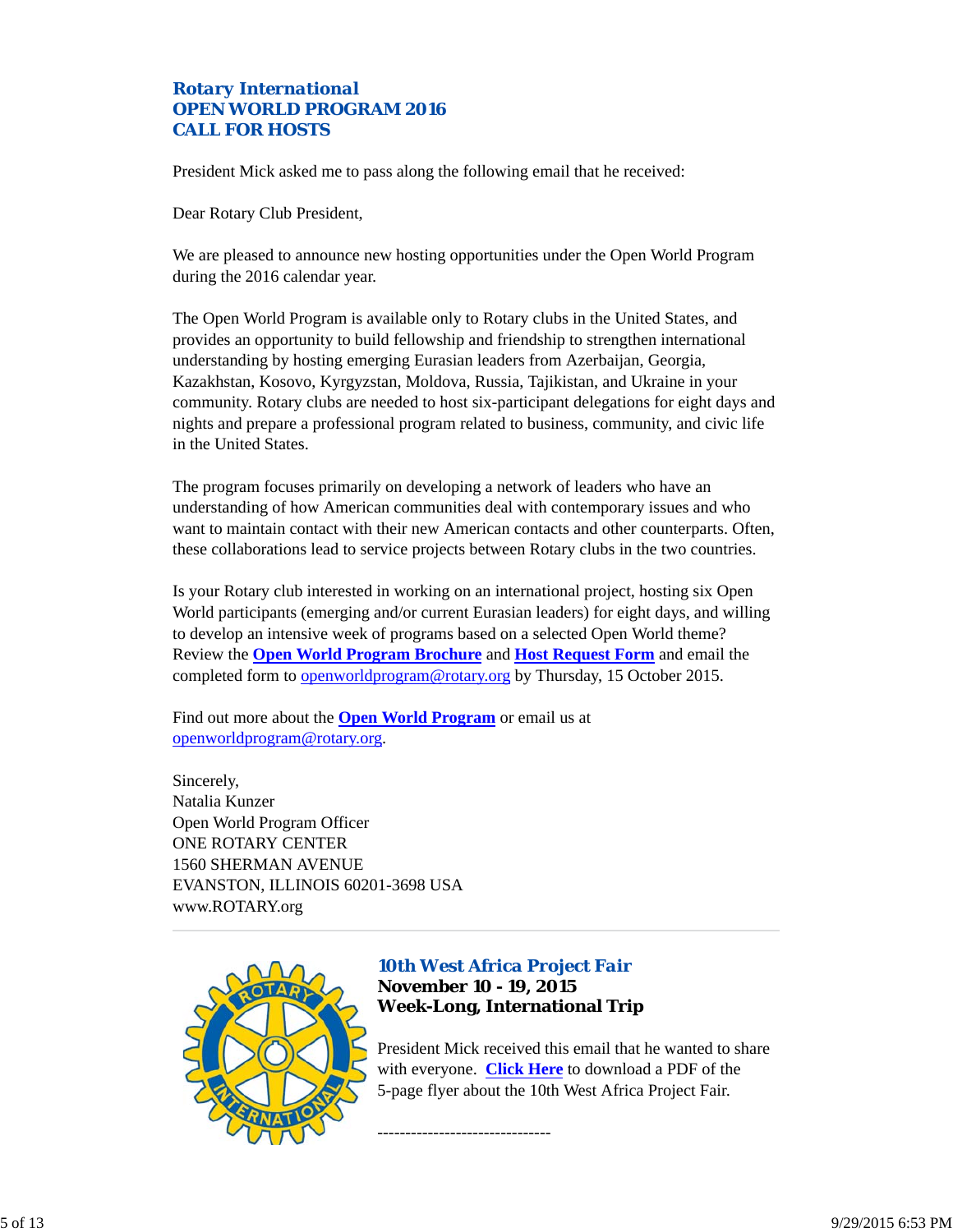### Rotary International
### OPEN WORLD PROGRAM 2016
### CALL FOR HOSTS

President Mick asked me to pass along the following email that he received:

Dear Rotary Club President,

We are pleased to announce new hosting opportunities under the Open World Program during the 2016 calendar year.

The Open World Program is available only to Rotary clubs in the United States, and provides an opportunity to build fellowship and friendship to strengthen international understanding by hosting emerging Eurasian leaders from Azerbaijan, Georgia, Kazakhstan, Kosovo, Kyrgyzstan, Moldova, Russia, Tajikistan, and Ukraine in your community. Rotary clubs are needed to host six-participant delegations for eight days and nights and prepare a professional program related to business, community, and civic life in the United States.

The program focuses primarily on developing a network of leaders who have an understanding of how American communities deal with contemporary issues and who want to maintain contact with their new American contacts and other counterparts. Often, these collaborations lead to service projects between Rotary clubs in the two countries.

Is your Rotary club interested in working on an international project, hosting six Open World participants (emerging and/or current Eurasian leaders) for eight days, and willing to develop an intensive week of programs based on a selected Open World theme? Review the **Open World Program Brochure** and **Host Request Form** and email the completed form to openworldprogram@rotary.org by Thursday, 15 October 2015.

Find out more about the **Open World Program** or email us at openworldprogram@rotary.org.

Sincerely,
Natalia Kunzer
Open World Program Officer
ONE ROTARY CENTER
1560 SHERMAN AVENUE
EVANSTON, ILLINOIS 60201-3698 USA
www.ROTARY.org

---

### 10th West Africa Project Fair
**November 10 - 19, 2015**
**Week-Long, International Trip**

President Mick received this email that he wanted to share with everyone. **Click Here** to download a PDF of the 5-page flyer about the 10th West Africa Project Fair.

-------------------------------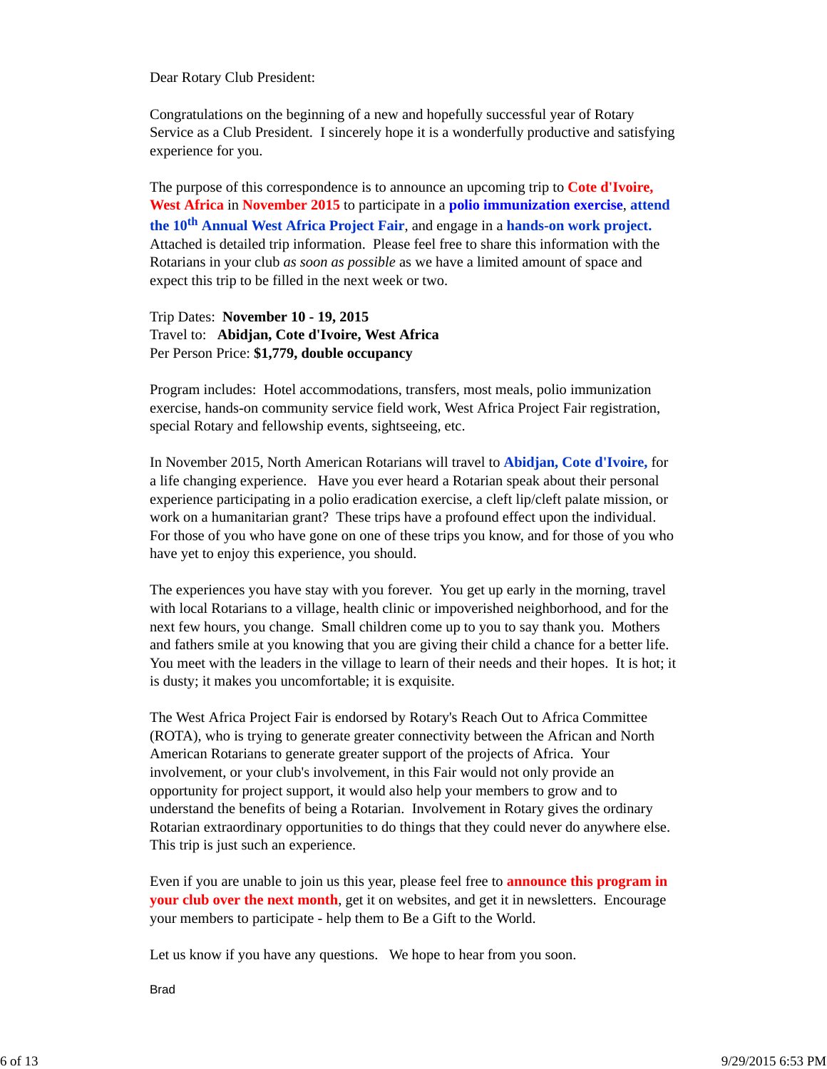Dear Rotary Club President:

Congratulations on the beginning of a new and hopefully successful year of Rotary Service as a Club President. I sincerely hope it is a wonderfully productive and satisfying experience for you.

The purpose of this correspondence is to announce an upcoming trip to **Cote d'Ivoire, West Africa** in **November 2015** to participate in a **polio immunization exercise**, **attend the 10th Annual West Africa Project Fair**, and engage in a **hands-on work project.** Attached is detailed trip information. Please feel free to share this information with the Rotarians in your club *as soon as possible* as we have a limited amount of space and expect this trip to be filled in the next week or two.

Trip Dates: **November 10 - 19, 2015**
Travel to: **Abidjan, Cote d'Ivoire, West Africa**
Per Person Price: **$1,779, double occupancy**

Program includes: Hotel accommodations, transfers, most meals, polio immunization exercise, hands-on community service field work, West Africa Project Fair registration, special Rotary and fellowship events, sightseeing, etc.

In November 2015, North American Rotarians will travel to **Abidjan, Cote d'Ivoire,** for a life changing experience. Have you ever heard a Rotarian speak about their personal experience participating in a polio eradication exercise, a cleft lip/cleft palate mission, or work on a humanitarian grant? These trips have a profound effect upon the individual. For those of you who have gone on one of these trips you know, and for those of you who have yet to enjoy this experience, you should.

The experiences you have stay with you forever. You get up early in the morning, travel with local Rotarians to a village, health clinic or impoverished neighborhood, and for the next few hours, you change. Small children come up to you to say thank you. Mothers and fathers smile at you knowing that you are giving their child a chance for a better life. You meet with the leaders in the village to learn of their needs and their hopes. It is hot; it is dusty; it makes you uncomfortable; it is exquisite.

The West Africa Project Fair is endorsed by Rotary's Reach Out to Africa Committee (ROTA), who is trying to generate greater connectivity between the African and North American Rotarians to generate greater support of the projects of Africa. Your involvement, or your club's involvement, in this Fair would not only provide an opportunity for project support, it would also help your members to grow and to understand the benefits of being a Rotarian. Involvement in Rotary gives the ordinary Rotarian extraordinary opportunities to do things that they could never do anywhere else. This trip is just such an experience.

Even if you are unable to join us this year, please feel free to **announce this program in your club over the next month**, get it on websites, and get it in newsletters. Encourage your members to participate - help them to Be a Gift to the World.

Let us know if you have any questions. We hope to hear from you soon.

Brad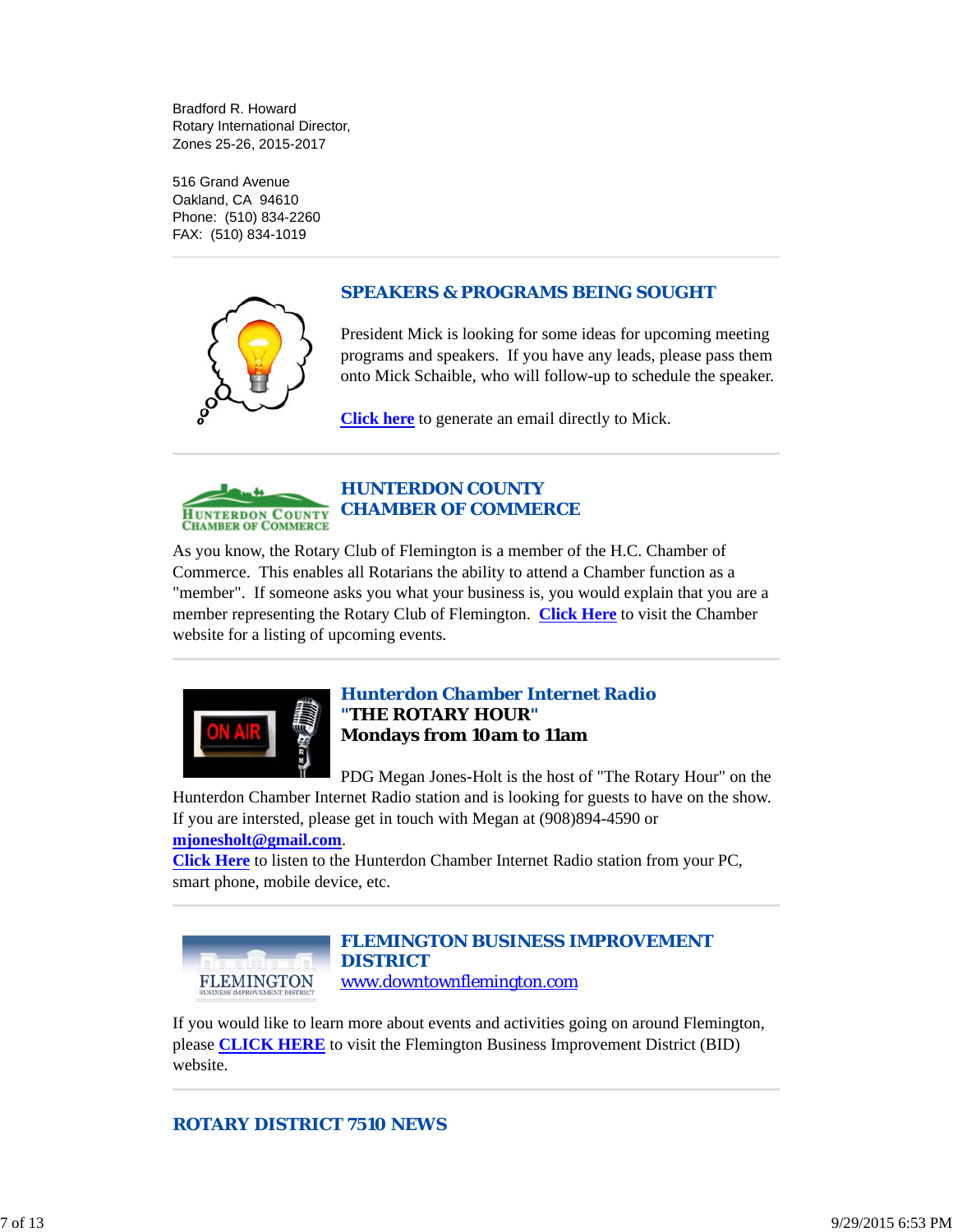Bradford R. Howard
Rotary International Director,
Zones 25-26, 2015-2017

516 Grand Avenue
Oakland, CA  94610
Phone:  (510) 834-2260
FAX:  (510) 834-1019

---

## SPEAKERS & PROGRAMS BEING SOUGHT

President Mick is looking for some ideas for upcoming meeting programs and speakers.  If you have any leads, please pass them onto Mick Schaible, who will follow-up to schedule the speaker.

**Click here** to generate an email directly to Mick.

---

## HUNTERDON COUNTY CHAMBER OF COMMERCE

As you know, the Rotary Club of Flemington is a member of the H.C. Chamber of Commerce.  This enables all Rotarians the ability to attend a Chamber function as a "member".  If someone asks you what your business is, you would explain that you are a member representing the Rotary Club of Flemington.  **Click Here** to visit the Chamber website for a listing of upcoming events.

---

## *Hunterdon Chamber Internet Radio*
**"THE ROTARY HOUR"**
**Mondays from 10am to 11am**

PDG Megan Jones-Holt is the host of "The Rotary Hour" on the Hunterdon Chamber Internet Radio station and is looking for guests to have on the show. If you are intersted, please get in touch with Megan at (908)894-4590 or **mjonesholt@gmail.com**.
**Click Here** to listen to the Hunterdon Chamber Internet Radio station from your PC, smart phone, mobile device, etc.

---

## FLEMINGTON BUSINESS IMPROVEMENT DISTRICT
www.downtownflemington.com

If you would like to learn more about events and activities going on around Flemington, please **CLICK HERE** to visit the Flemington Business Improvement District (BID) website.

---

## ROTARY DISTRICT 7510 NEWS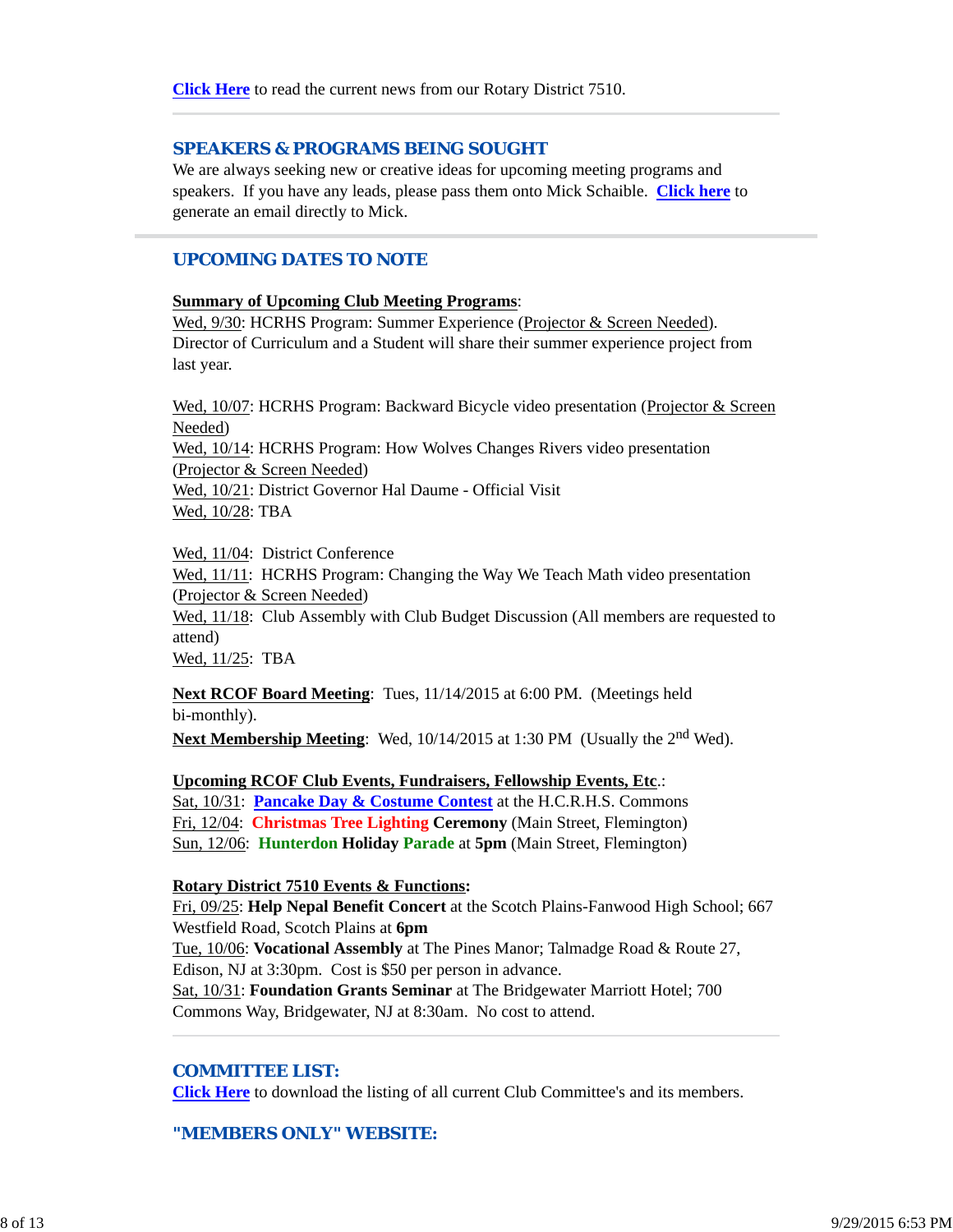**Click Here** to read the current news from our Rotary District 7510.

---

## SPEAKERS & PROGRAMS BEING SOUGHT

We are always seeking new or creative ideas for upcoming meeting programs and speakers. If you have any leads, please pass them onto Mick Schaible. **Click here** to generate an email directly to Mick.

---

## UPCOMING DATES TO NOTE

**Summary of Upcoming Club Meeting Programs**:

Wed, 9/30: HCRHS Program: Summer Experience (Projector & Screen Needed). Director of Curriculum and a Student will share their summer experience project from last year.

Wed, 10/07: HCRHS Program: Backward Bicycle video presentation (Projector & Screen Needed)
Wed, 10/14: HCRHS Program: How Wolves Changes Rivers video presentation (Projector & Screen Needed)
Wed, 10/21: District Governor Hal Daume - Official Visit
Wed, 10/28: TBA

Wed, 11/04: District Conference
Wed, 11/11: HCRHS Program: Changing the Way We Teach Math video presentation (Projector & Screen Needed)
Wed, 11/18: Club Assembly with Club Budget Discussion (All members are requested to attend)
Wed, 11/25: TBA

**Next RCOF Board Meeting**: Tues, 11/14/2015 at 6:00 PM. (Meetings held bi-monthly).
**Next Membership Meeting**: Wed, 10/14/2015 at 1:30 PM (Usually the 2nd Wed).

**Upcoming RCOF Club Events, Fundraisers, Fellowship Events, Etc**.:
Sat, 10/31: **Pancake Day & Costume Contest** at the H.C.R.H.S. Commons
Fri, 12/04: **Christmas Tree Lighting Ceremony** (Main Street, Flemington)
Sun, 12/06: **Hunterdon Holiday Parade** at **5pm** (Main Street, Flemington)

**Rotary District 7510 Events & Functions:**
Fri, 09/25: **Help Nepal Benefit Concert** at the Scotch Plains-Fanwood High School; 667 Westfield Road, Scotch Plains at **6pm**
Tue, 10/06: **Vocational Assembly** at The Pines Manor; Talmadge Road & Route 27, Edison, NJ at 3:30pm. Cost is $50 per person in advance.
Sat, 10/31: **Foundation Grants Seminar** at The Bridgewater Marriott Hotel; 700 Commons Way, Bridgewater, NJ at 8:30am. No cost to attend.

---

## COMMITTEE LIST:

**Click Here** to download the listing of all current Club Committee's and its members.

## "MEMBERS ONLY" WEBSITE: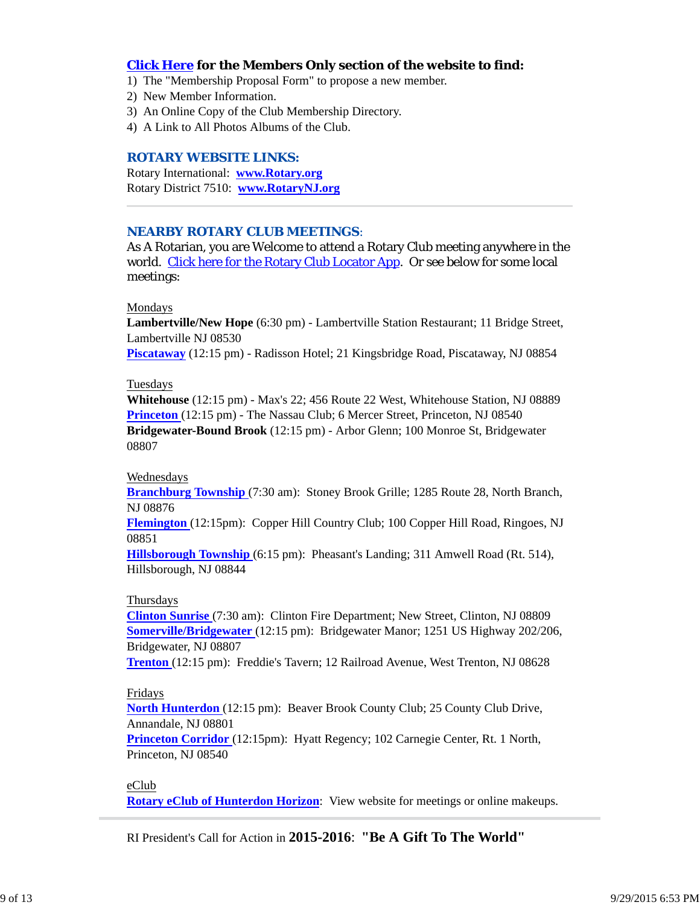**Click Here for the Members Only section of the website to find:**

1) The "Membership Proposal Form" to propose a new member.
2) New Member Information.
3) An Online Copy of the Club Membership Directory.
4) A Link to All Photos Albums of the Club.

### ROTARY WEBSITE LINKS:

Rotary International: **www.Rotary.org**
Rotary District 7510: **www.RotaryNJ.org**

---

### NEARBY ROTARY CLUB MEETINGS:

As A Rotarian, you are Welcome to attend a Rotary Club meeting anywhere in the world. Click here for the Rotary Club Locator App. Or see below for some local meetings:

Mondays
**Lambertville/New Hope** (6:30 pm) - Lambertville Station Restaurant; 11 Bridge Street, Lambertville NJ 08530
**Piscataway** (12:15 pm) - Radisson Hotel; 21 Kingsbridge Road, Piscataway, NJ 08854

Tuesdays
**Whitehouse** (12:15 pm) - Max's 22; 456 Route 22 West, Whitehouse Station, NJ 08889
**Princeton** (12:15 pm) - The Nassau Club; 6 Mercer Street, Princeton, NJ 08540
**Bridgewater-Bound Brook** (12:15 pm) - Arbor Glenn; 100 Monroe St, Bridgewater 08807

Wednesdays
**Branchburg Township** (7:30 am): Stoney Brook Grille; 1285 Route 28, North Branch, NJ 08876
**Flemington** (12:15pm): Copper Hill Country Club; 100 Copper Hill Road, Ringoes, NJ 08851
**Hillsborough Township** (6:15 pm): Pheasant's Landing; 311 Amwell Road (Rt. 514), Hillsborough, NJ 08844

Thursdays
**Clinton Sunrise** (7:30 am): Clinton Fire Department; New Street, Clinton, NJ 08809
**Somerville/Bridgewater** (12:15 pm): Bridgewater Manor; 1251 US Highway 202/206, Bridgewater, NJ 08807
**Trenton** (12:15 pm): Freddie's Tavern; 12 Railroad Avenue, West Trenton, NJ 08628

Fridays
**North Hunterdon** (12:15 pm): Beaver Brook County Club; 25 County Club Drive, Annandale, NJ 08801
**Princeton Corridor** (12:15pm): Hyatt Regency; 102 Carnegie Center, Rt. 1 North, Princeton, NJ 08540

eClub
**Rotary eClub of Hunterdon Horizon**: View website for meetings or online makeups.

---

RI President's Call for Action in **2015-2016**: **"Be A Gift To The World"**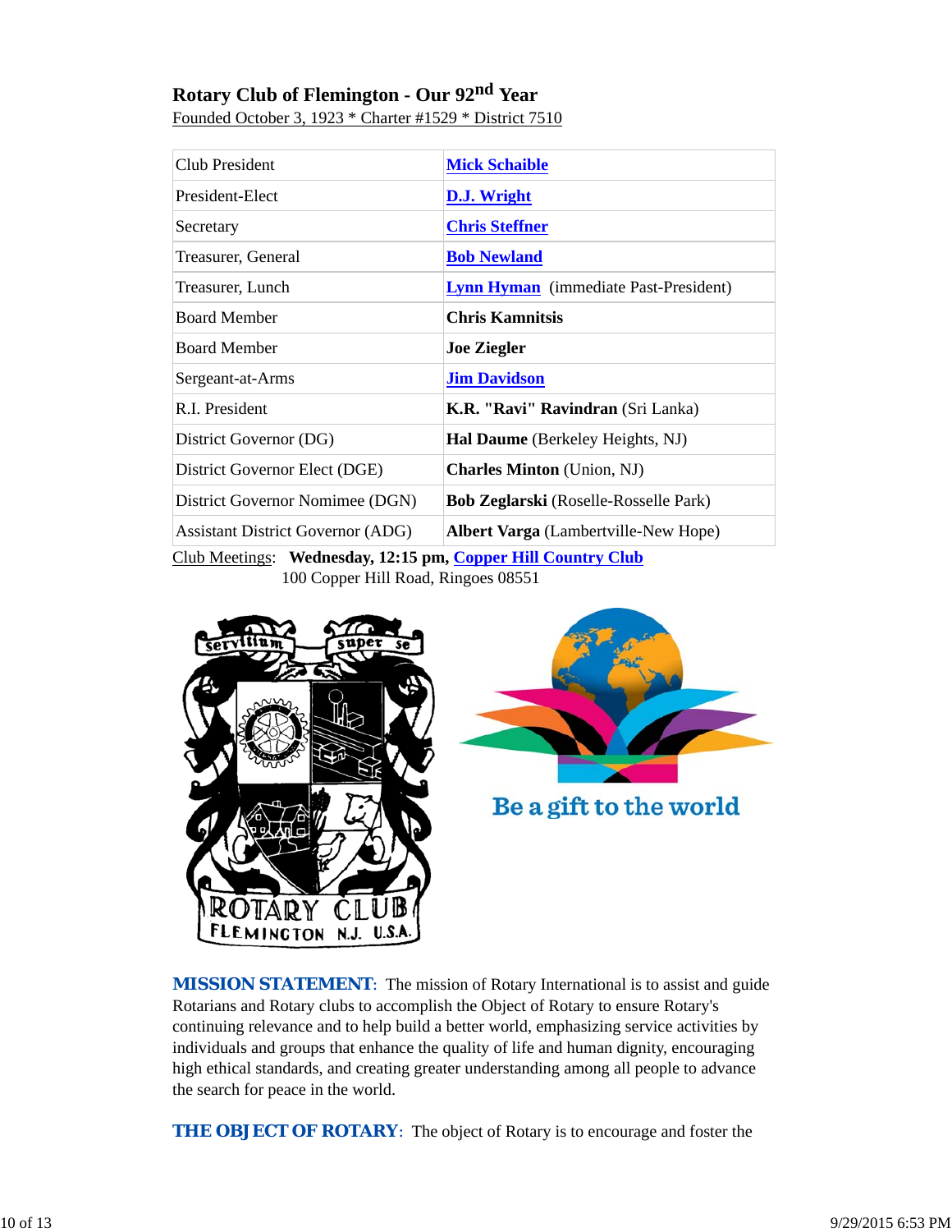# Rotary Club of Flemington - Our 92nd Year

Founded October 3, 1923 * Charter #1529 * District 7510

| Club President | **Mick Schaible** |
|---|---|
| President-Elect | **D.J. Wright** |
| Secretary | **Chris Steffner** |
| Treasurer, General | **Bob Newland** |
| Treasurer, Lunch | **Lynn Hyman** (immediate Past-President) |
| Board Member | **Chris Kamnitsis** |
| Board Member | **Joe Ziegler** |
| Sergeant-at-Arms | **Jim Davidson** |
| R.I. President | **K.R. "Ravi" Ravindran** (Sri Lanka) |
| District Governor (DG) | **Hal Daume** (Berkeley Heights, NJ) |
| District Governor Elect (DGE) | **Charles Minton** (Union, NJ) |
| District Governor Nominee (DGN) | **Bob Zeglarski** (Roselle-Rosselle Park) |
| Assistant District Governor (ADG) | **Albert Varga** (Lambertville-New Hope) |

Club Meetings: **Wednesday, 12:15 pm, Copper Hill Country Club**
100 Copper Hill Road, Ringoes 08551

Be a gift to the world

**MISSION STATEMENT**: The mission of Rotary International is to assist and guide Rotarians and Rotary clubs to accomplish the Object of Rotary to ensure Rotary's continuing relevance and to help build a better world, emphasizing service activities by individuals and groups that enhance the quality of life and human dignity, encouraging high ethical standards, and creating greater understanding among all people to advance the search for peace in the world.

**THE OBJECT OF ROTARY**: The object of Rotary is to encourage and foster the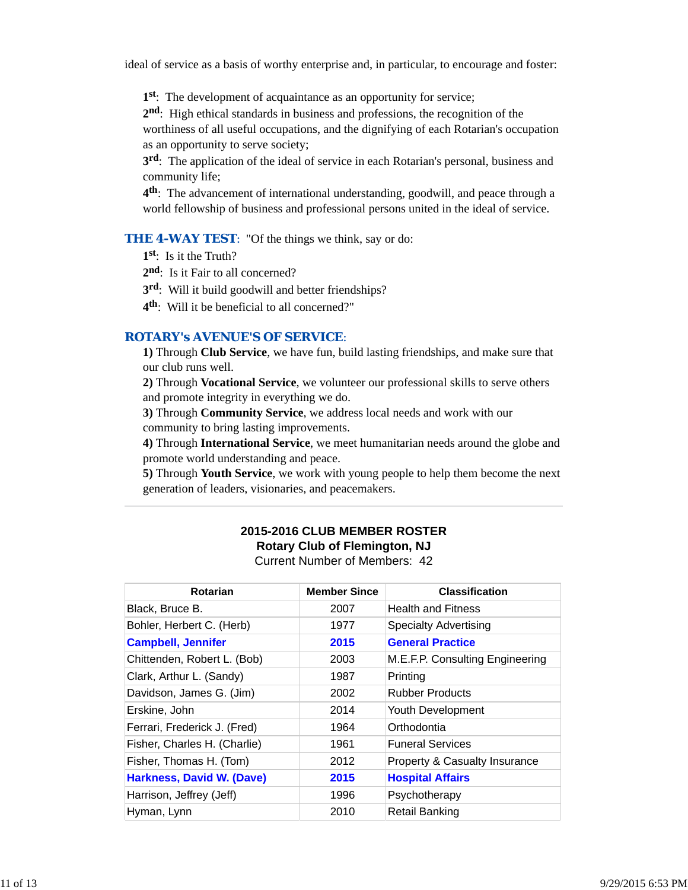ideal of service as a basis of worthy enterprise and, in particular, to encourage and foster:

**1st**: The development of acquaintance as an opportunity for service;
**2nd**: High ethical standards in business and professions, the recognition of the worthiness of all useful occupations, and the dignifying of each Rotarian's occupation as an opportunity to serve society;
**3rd**: The application of the ideal of service in each Rotarian's personal, business and community life;
**4th**: The advancement of international understanding, goodwill, and peace through a world fellowship of business and professional persons united in the ideal of service.

**THE 4-WAY TEST**: "Of the things we think, say or do:
**1st**: Is it the Truth?
**2nd**: Is it Fair to all concerned?
**3rd**: Will it build goodwill and better friendships?
**4th**: Will it be beneficial to all concerned?"

**ROTARY's AVENUE'S OF SERVICE**:
**1)** Through **Club Service**, we have fun, build lasting friendships, and make sure that our club runs well.
**2)** Through **Vocational Service**, we volunteer our professional skills to serve others and promote integrity in everything we do.
**3)** Through **Community Service**, we address local needs and work with our community to bring lasting improvements.
**4)** Through **International Service**, we meet humanitarian needs around the globe and promote world understanding and peace.
**5)** Through **Youth Service**, we work with young people to help them become the next generation of leaders, visionaries, and peacemakers.

---

**2015-2016 CLUB MEMBER ROSTER**
**Rotary Club of Flemington, NJ**
Current Number of Members: 42

| Rotarian | Member Since | Classification |
|---|---|---|
| Black, Bruce B. | 2007 | Health and Fitness |
| Bohler, Herbert C. (Herb) | 1977 | Specialty Advertising |
| **Campbell, Jennifer** | **2015** | **General Practice** |
| Chittenden, Robert L. (Bob) | 2003 | M.E.F.P. Consulting Engineering |
| Clark, Arthur L. (Sandy) | 1987 | Printing |
| Davidson, James G. (Jim) | 2002 | Rubber Products |
| Erskine, John | 2014 | Youth Development |
| Ferrari, Frederick J. (Fred) | 1964 | Orthodontia |
| Fisher, Charles H. (Charlie) | 1961 | Funeral Services |
| Fisher, Thomas H. (Tom) | 2012 | Property & Casualty Insurance |
| **Harkness, David W. (Dave)** | **2015** | **Hospital Affairs** |
| Harrison, Jeffrey (Jeff) | 1996 | Psychotherapy |
| Hyman, Lynn | 2010 | Retail Banking |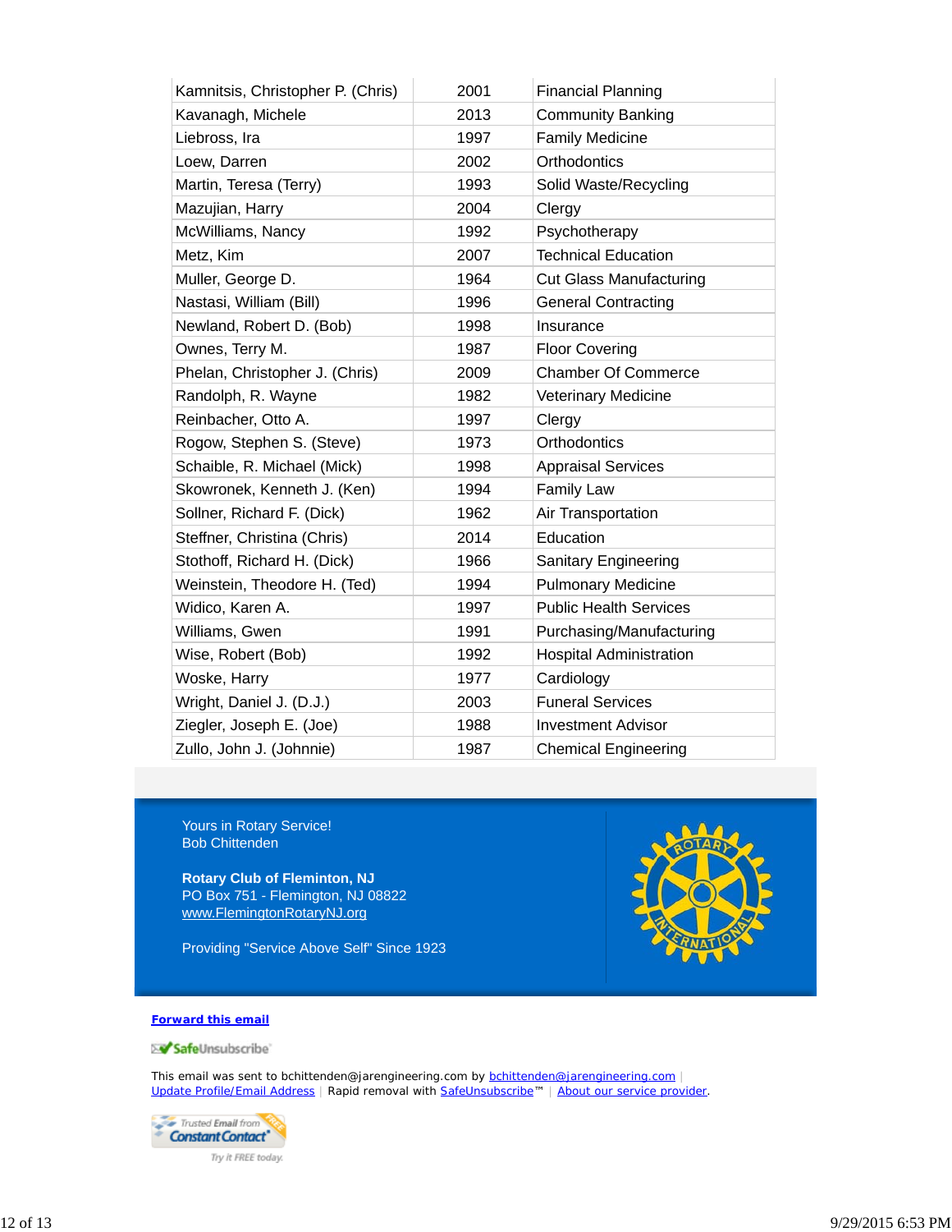| Kamnitsis, Christopher P. (Chris) | 2001 | Financial Planning |
|---|---|---|
| Kavanagh, Michele | 2013 | Community Banking |
| Liebross, Ira | 1997 | Family Medicine |
| Loew, Darren | 2002 | Orthodontics |
| Martin, Teresa (Terry) | 1993 | Solid Waste/Recycling |
| Mazujian, Harry | 2004 | Clergy |
| McWilliams, Nancy | 1992 | Psychotherapy |
| Metz, Kim | 2007 | Technical Education |
| Muller, George D. | 1964 | Cut Glass Manufacturing |
| Nastasi, William (Bill) | 1996 | General Contracting |
| Newland, Robert D. (Bob) | 1998 | Insurance |
| Ownes, Terry M. | 1987 | Floor Covering |
| Phelan, Christopher J. (Chris) | 2009 | Chamber Of Commerce |
| Randolph, R. Wayne | 1982 | Veterinary Medicine |
| Reinbacher, Otto A. | 1997 | Clergy |
| Rogow, Stephen S. (Steve) | 1973 | Orthodontics |
| Schaible, R. Michael (Mick) | 1998 | Appraisal Services |
| Skowronek, Kenneth J. (Ken) | 1994 | Family Law |
| Sollner, Richard F. (Dick) | 1962 | Air Transportation |
| Steffner, Christina (Chris) | 2014 | Education |
| Stothoff, Richard H. (Dick) | 1966 | Sanitary Engineering |
| Weinstein, Theodore H. (Ted) | 1994 | Pulmonary Medicine |
| Widico, Karen A. | 1997 | Public Health Services |
| Williams, Gwen | 1991 | Purchasing/Manufacturing |
| Wise, Robert (Bob) | 1992 | Hospital Administration |
| Woske, Harry | 1977 | Cardiology |
| Wright, Daniel J. (D.J.) | 2003 | Funeral Services |
| Ziegler, Joseph E. (Joe) | 1988 | Investment Advisor |
| Zullo, John J. (Johnnie) | 1987 | Chemical Engineering |

Yours in Rotary Service!
Bob Chittenden

**Rotary Club of Fleminton, NJ**
PO Box 751 - Flemington, NJ 08822
www.FlemingtonRotaryNJ.org

Providing "Service Above Self" Since 1923

**Forward this email**

SafeUnsubscribe

This email was sent to bchittenden@jarengineering.com by bchittenden@jarengineering.com | Update Profile/Email Address | Rapid removal with SafeUnsubscribe™ | About our service provider.

Trusted Email from Constant Contact — Try it FREE today.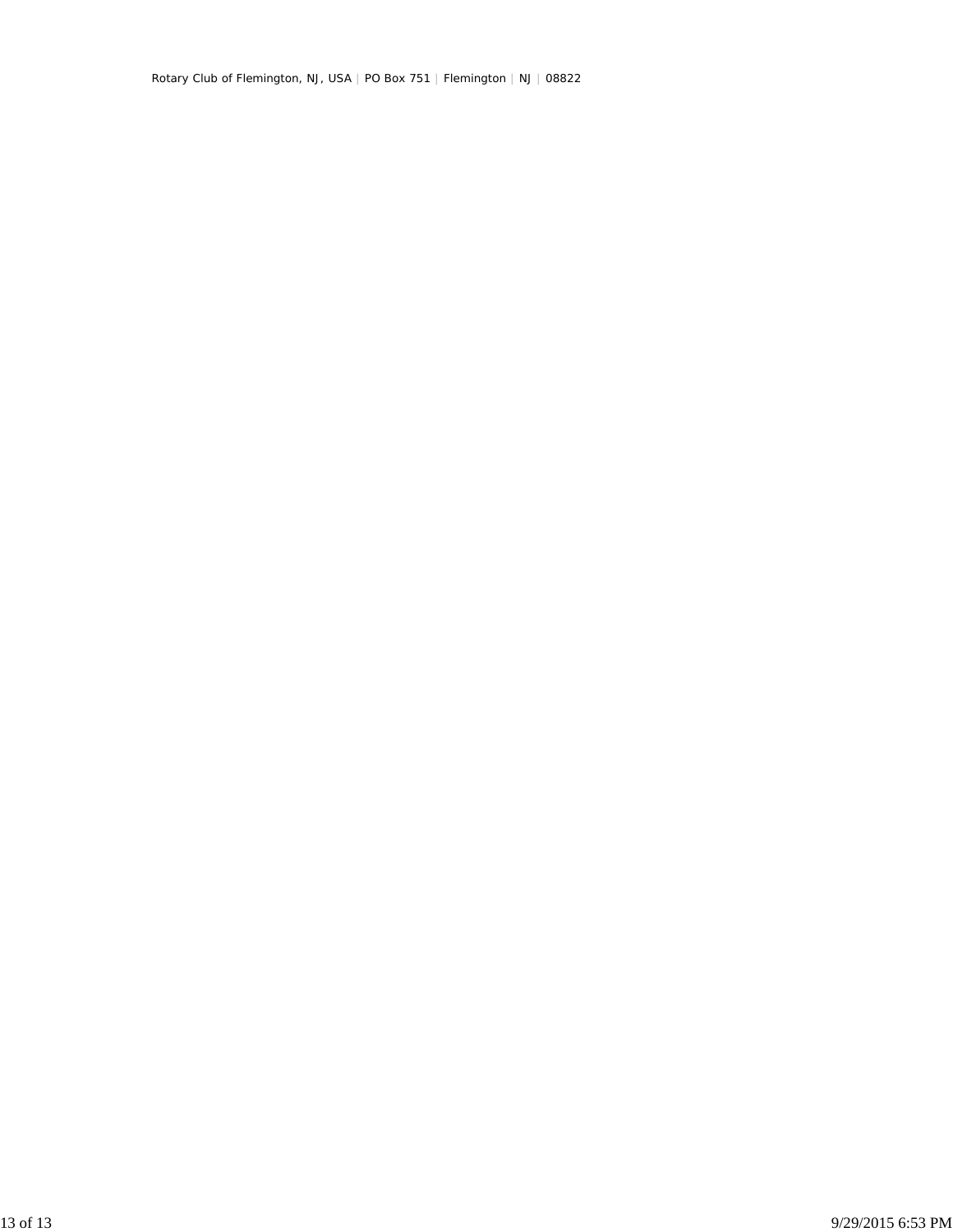Rotary Club of Flemington, NJ, USA | PO Box 751 | Flemington | NJ | 08822